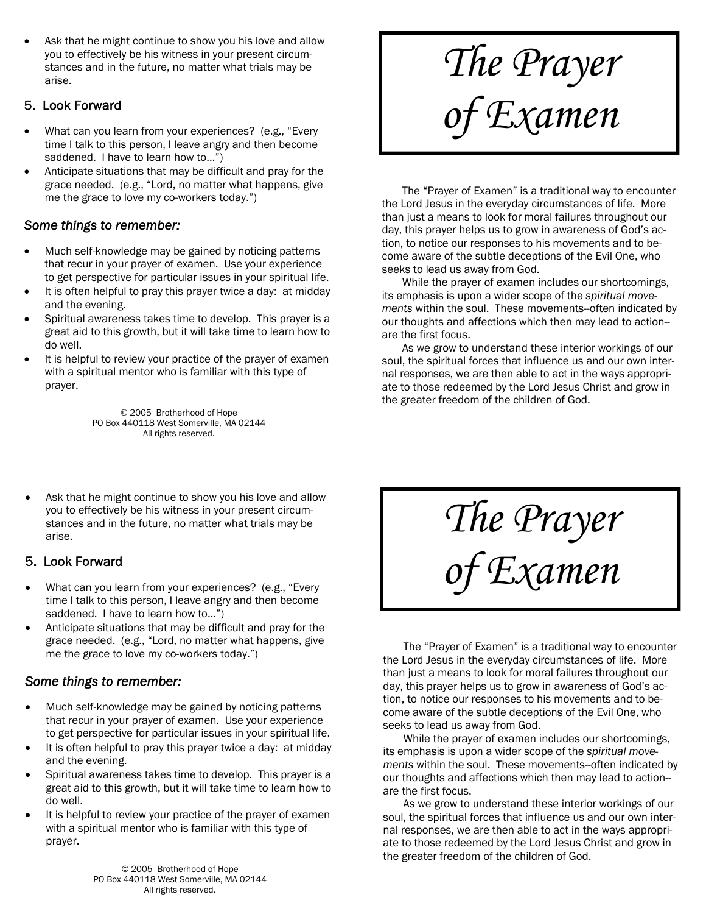- Ask that he might continue to show you his love and allow you to effectively be his witness in your present circumstances and in the future, no matter what trials may be arise.

### 5. Look Forward

- What can you learn from your experiences? (e.g., "Every time I talk to this person, I leave angry and then become saddened. I have to learn how to...")
- Anticipate situations that may be difficult and pray for the grace needed. (e.g., "Lord, no matter what happens, give me the grace to love my co-workers today.")

### *Some things to remember:*

- Much self-knowledge may be gained by noticing patterns that recur in your prayer of examen. Use your experience to get perspective for particular issues in your spiritual life.
- It is often helpful to pray this prayer twice a day: at midday and the evening.
- Spiritual awareness takes time to develop. This prayer is a great aid to this growth, but it will take time to learn how to do well.
- It is helpful to review your practice of the prayer of examen with a spiritual mentor who is familiar with this type of prayer.

© 2005 Brotherhood of Hope
PO Box 440118 West Somerville, MA 02144
All rights reserved.

# *The Prayer of Examen*

The "Prayer of Examen" is a traditional way to encounter the Lord Jesus in the everyday circumstances of life. More than just a means to look for moral failures throughout our day, this prayer helps us to grow in awareness of God's action, to notice our responses to his movements and to become aware of the subtle deceptions of the Evil One, who seeks to lead us away from God.

While the prayer of examen includes our shortcomings, its emphasis is upon a wider scope of the *spiritual movements* within the soul. These movements--often indicated by our thoughts and affections which then may lead to action--are the first focus.

As we grow to understand these interior workings of our soul, the spiritual forces that influence us and our own internal responses, we are then able to act in the ways appropriate to those redeemed by the Lord Jesus Christ and grow in the greater freedom of the children of God.

- Ask that he might continue to show you his love and allow you to effectively be his witness in your present circumstances and in the future, no matter what trials may be arise.

### 5. Look Forward

- What can you learn from your experiences? (e.g., "Every time I talk to this person, I leave angry and then become saddened. I have to learn how to...")
- Anticipate situations that may be difficult and pray for the grace needed. (e.g., "Lord, no matter what happens, give me the grace to love my co-workers today.")

### *Some things to remember:*

- Much self-knowledge may be gained by noticing patterns that recur in your prayer of examen. Use your experience to get perspective for particular issues in your spiritual life.
- It is often helpful to pray this prayer twice a day: at midday and the evening.
- Spiritual awareness takes time to develop. This prayer is a great aid to this growth, but it will take time to learn how to do well.
- It is helpful to review your practice of the prayer of examen with a spiritual mentor who is familiar with this type of prayer.

© 2005 Brotherhood of Hope
PO Box 440118 West Somerville, MA 02144
All rights reserved.

# *The Prayer of Examen*

The "Prayer of Examen" is a traditional way to encounter the Lord Jesus in the everyday circumstances of life. More than just a means to look for moral failures throughout our day, this prayer helps us to grow in awareness of God's action, to notice our responses to his movements and to become aware of the subtle deceptions of the Evil One, who seeks to lead us away from God.

While the prayer of examen includes our shortcomings, its emphasis is upon a wider scope of the *spiritual movements* within the soul. These movements--often indicated by our thoughts and affections which then may lead to action--are the first focus.

As we grow to understand these interior workings of our soul, the spiritual forces that influence us and our own internal responses, we are then able to act in the ways appropriate to those redeemed by the Lord Jesus Christ and grow in the greater freedom of the children of God.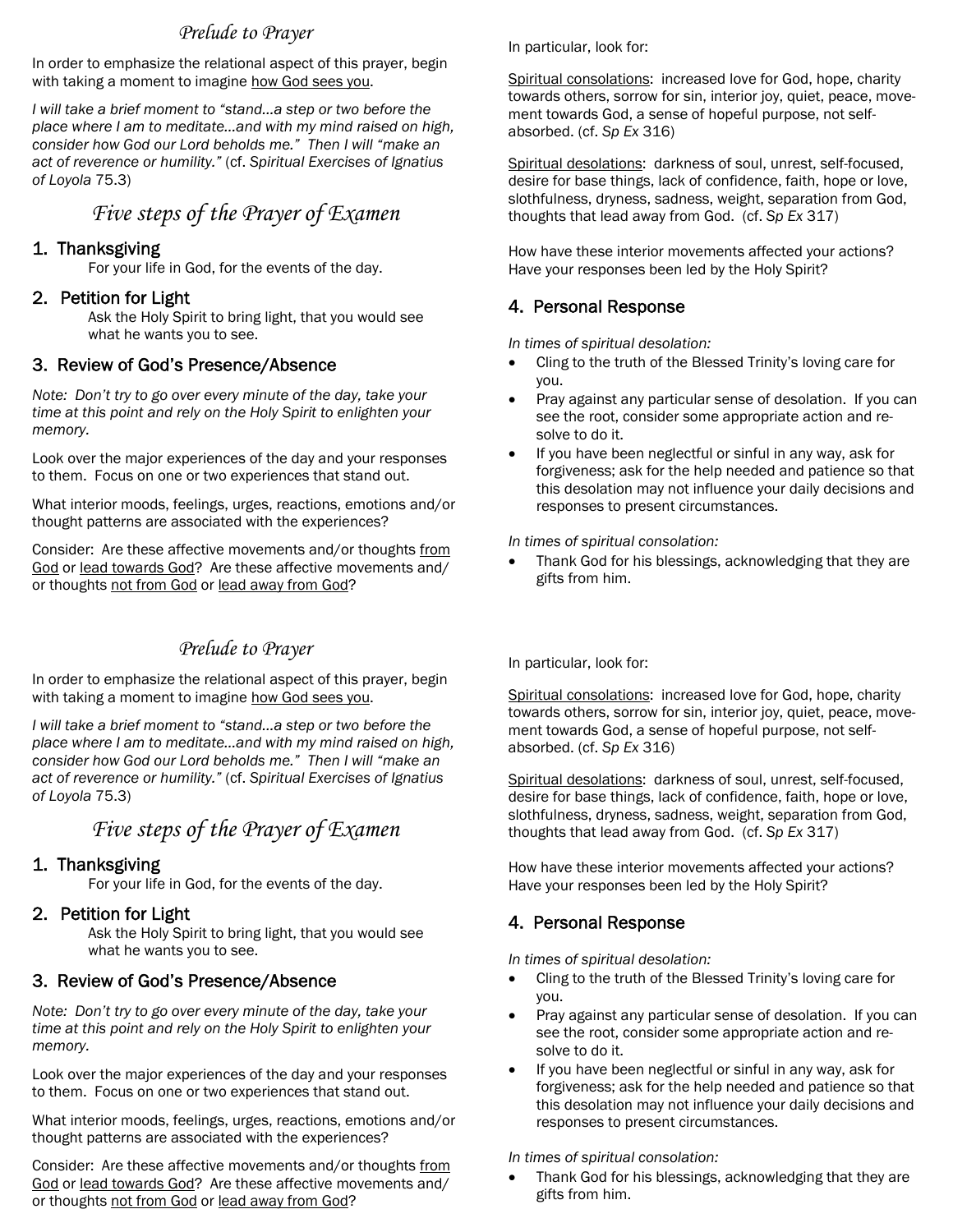## *Prelude to Prayer*

In order to emphasize the relational aspect of this prayer, begin with taking a moment to imagine how God sees you.

*I will take a brief moment to "stand…a step or two before the place where I am to meditate…and with my mind raised on high, consider how God our Lord beholds me." Then I will "make an act of reverence or humility."* (cf. *Spiritual Exercises of Ignatius of Loyola* 75.3)

# *Five steps of the Prayer of Examen*

### 1. Thanksgiving

For your life in God, for the events of the day.

### 2. Petition for Light

Ask the Holy Spirit to bring light, that you would see what he wants you to see.

### 3. Review of God's Presence/Absence

*Note: Don't try to go over every minute of the day, take your time at this point and rely on the Holy Spirit to enlighten your memory.*

Look over the major experiences of the day and your responses to them. Focus on one or two experiences that stand out.

What interior moods, feelings, urges, reactions, emotions and/or thought patterns are associated with the experiences?

Consider: Are these affective movements and/or thoughts from God or lead towards God? Are these affective movements and/or thoughts not from God or lead away from God?

In particular, look for:

Spiritual consolations: increased love for God, hope, charity towards others, sorrow for sin, interior joy, quiet, peace, movement towards God, a sense of hopeful purpose, not self-absorbed. (cf. *Sp Ex* 316)

Spiritual desolations: darkness of soul, unrest, self-focused, desire for base things, lack of confidence, faith, hope or love, slothfulness, dryness, sadness, weight, separation from God, thoughts that lead away from God. (cf. *Sp Ex* 317)

How have these interior movements affected your actions? Have your responses been led by the Holy Spirit?

### 4. Personal Response

*In times of spiritual desolation:*

- Cling to the truth of the Blessed Trinity's loving care for you.
- Pray against any particular sense of desolation. If you can see the root, consider some appropriate action and resolve to do it.
- If you have been neglectful or sinful in any way, ask for forgiveness; ask for the help needed and patience so that this desolation may not influence your daily decisions and responses to present circumstances.

*In times of spiritual consolation:*

- Thank God for his blessings, acknowledging that they are gifts from him.

## *Prelude to Prayer*

In order to emphasize the relational aspect of this prayer, begin with taking a moment to imagine how God sees you.

*I will take a brief moment to "stand…a step or two before the place where I am to meditate…and with my mind raised on high, consider how God our Lord beholds me." Then I will "make an act of reverence or humility."* (cf. *Spiritual Exercises of Ignatius of Loyola* 75.3)

# *Five steps of the Prayer of Examen*

### 1. Thanksgiving

For your life in God, for the events of the day.

### 2. Petition for Light

Ask the Holy Spirit to bring light, that you would see what he wants you to see.

### 3. Review of God's Presence/Absence

*Note: Don't try to go over every minute of the day, take your time at this point and rely on the Holy Spirit to enlighten your memory.*

Look over the major experiences of the day and your responses to them. Focus on one or two experiences that stand out.

What interior moods, feelings, urges, reactions, emotions and/or thought patterns are associated with the experiences?

Consider: Are these affective movements and/or thoughts from God or lead towards God? Are these affective movements and/or thoughts not from God or lead away from God?

In particular, look for:

Spiritual consolations: increased love for God, hope, charity towards others, sorrow for sin, interior joy, quiet, peace, movement towards God, a sense of hopeful purpose, not self-absorbed. (cf. *Sp Ex* 316)

Spiritual desolations: darkness of soul, unrest, self-focused, desire for base things, lack of confidence, faith, hope or love, slothfulness, dryness, sadness, weight, separation from God, thoughts that lead away from God. (cf. *Sp Ex* 317)

How have these interior movements affected your actions? Have your responses been led by the Holy Spirit?

### 4. Personal Response

*In times of spiritual desolation:*

- Cling to the truth of the Blessed Trinity's loving care for you.
- Pray against any particular sense of desolation. If you can see the root, consider some appropriate action and resolve to do it.
- If you have been neglectful or sinful in any way, ask for forgiveness; ask for the help needed and patience so that this desolation may not influence your daily decisions and responses to present circumstances.

*In times of spiritual consolation:*

- Thank God for his blessings, acknowledging that they are gifts from him.